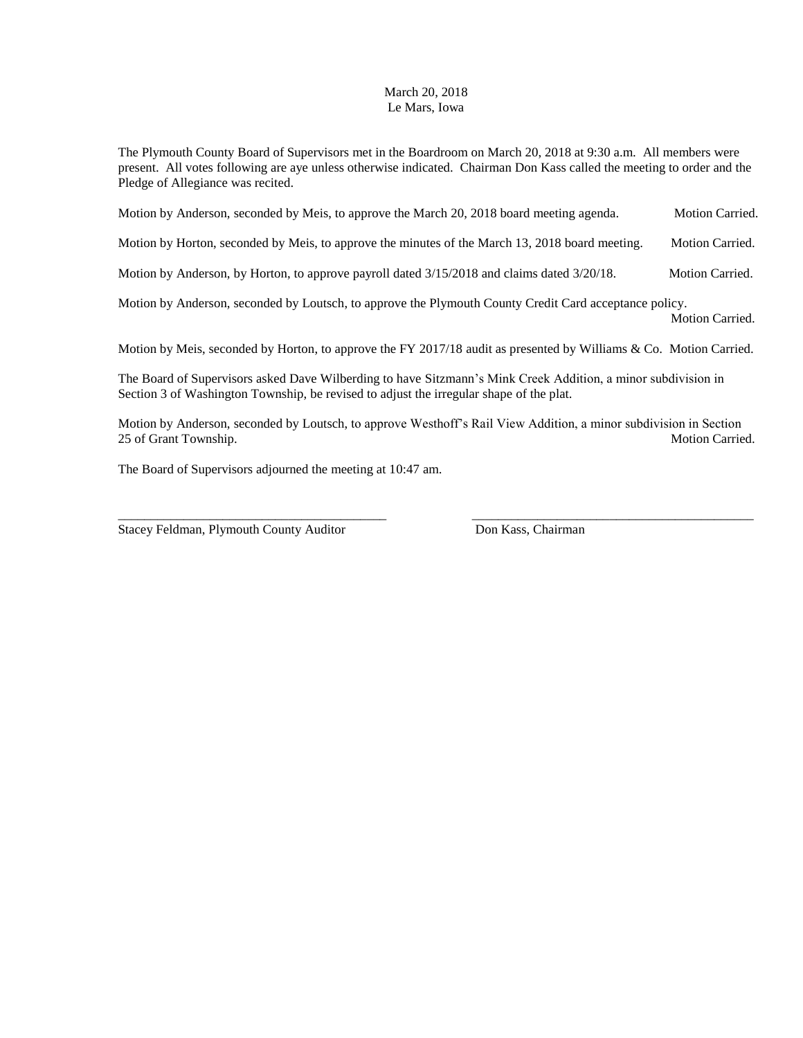March 20, 2018
Le Mars, Iowa

The Plymouth County Board of Supervisors met in the Boardroom on March 20, 2018 at 9:30 a.m. All members were present. All votes following are aye unless otherwise indicated. Chairman Don Kass called the meeting to order and the Pledge of Allegiance was recited.

Motion by Anderson, seconded by Meis, to approve the March 20, 2018 board meeting agenda. Motion Carried.

Motion by Horton, seconded by Meis, to approve the minutes of the March 13, 2018 board meeting. Motion Carried.

Motion by Anderson, by Horton, to approve payroll dated 3/15/2018 and claims dated 3/20/18. Motion Carried.

Motion by Anderson, seconded by Loutsch, to approve the Plymouth County Credit Card acceptance policy. Motion Carried.

Motion by Meis, seconded by Horton, to approve the FY 2017/18 audit as presented by Williams & Co. Motion Carried.

The Board of Supervisors asked Dave Wilberding to have Sitzmann's Mink Creek Addition, a minor subdivision in Section 3 of Washington Township, be revised to adjust the irregular shape of the plat.

Motion by Anderson, seconded by Loutsch, to approve Westhoff's Rail View Addition, a minor subdivision in Section 25 of Grant Township. Motion Carried.

The Board of Supervisors adjourned the meeting at 10:47 am.

\_\_\_\_\_\_\_\_\_\_\_\_\_\_\_\_\_\_\_\_\_\_\_\_\_\_\_\_\_\_\_\_\_\_\_\_\_\_\_\_ \_\_\_\_\_\_\_\_\_\_\_\_\_\_\_\_\_\_\_\_\_\_\_\_\_\_\_\_\_\_\_\_\_\_\_\_\_\_\_\_

Stacey Feldman, Plymouth County Auditor — Don Kass, Chairman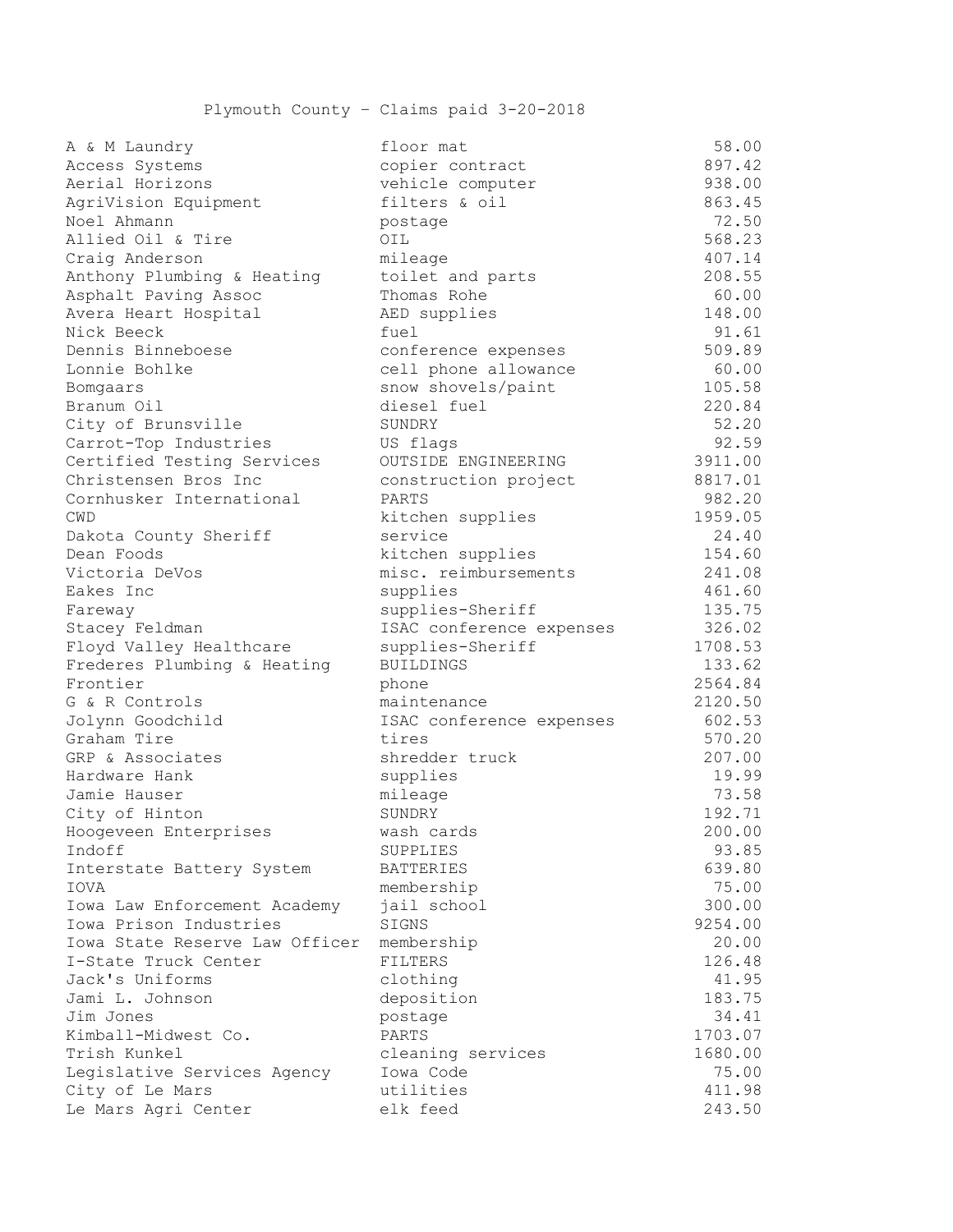Plymouth County - Claims paid 3-20-2018

| Vendor | Description | Amount |
|---|---|---|
| A & M Laundry | floor mat | 58.00 |
| Access Systems | copier contract | 897.42 |
| Aerial Horizons | vehicle computer | 938.00 |
| AgriVision Equipment | filters & oil | 863.45 |
| Noel Ahmann | postage | 72.50 |
| Allied Oil & Tire | OIL | 568.23 |
| Craig Anderson | mileage | 407.14 |
| Anthony Plumbing & Heating | toilet and parts | 208.55 |
| Asphalt Paving Assoc | Thomas Rohe | 60.00 |
| Avera Heart Hospital | AED supplies | 148.00 |
| Nick Beeck | fuel | 91.61 |
| Dennis Binneboese | conference expenses | 509.89 |
| Lonnie Bohlke | cell phone allowance | 60.00 |
| Bomgaars | snow shovels/paint | 105.58 |
| Branum Oil | diesel fuel | 220.84 |
| City of Brunsville | SUNDRY | 52.20 |
| Carrot-Top Industries | US flags | 92.59 |
| Certified Testing Services | OUTSIDE ENGINEERING | 3911.00 |
| Christensen Bros Inc | construction project | 8817.01 |
| Cornhusker International | PARTS | 982.20 |
| CWD | kitchen supplies | 1959.05 |
| Dakota County Sheriff | service | 24.40 |
| Dean Foods | kitchen supplies | 154.60 |
| Victoria DeVos | misc. reimbursements | 241.08 |
| Eakes Inc | supplies | 461.60 |
| Fareway | supplies-Sheriff | 135.75 |
| Stacey Feldman | ISAC conference expenses | 326.02 |
| Floyd Valley Healthcare | supplies-Sheriff | 1708.53 |
| Frederes Plumbing & Heating | BUILDINGS | 133.62 |
| Frontier | phone | 2564.84 |
| G & R Controls | maintenance | 2120.50 |
| Jolynn Goodchild | ISAC conference expenses | 602.53 |
| Graham Tire | tires | 570.20 |
| GRP & Associates | shredder truck | 207.00 |
| Hardware Hank | supplies | 19.99 |
| Jamie Hauser | mileage | 73.58 |
| City of Hinton | SUNDRY | 192.71 |
| Hoogeveen Enterprises | wash cards | 200.00 |
| Indoff | SUPPLIES | 93.85 |
| Interstate Battery System | BATTERIES | 639.80 |
| IOVA | membership | 75.00 |
| Iowa Law Enforcement Academy | jail school | 300.00 |
| Iowa Prison Industries | SIGNS | 9254.00 |
| Iowa State Reserve Law Officer | membership | 20.00 |
| I-State Truck Center | FILTERS | 126.48 |
| Jack's Uniforms | clothing | 41.95 |
| Jami L. Johnson | deposition | 183.75 |
| Jim Jones | postage | 34.41 |
| Kimball-Midwest Co. | PARTS | 1703.07 |
| Trish Kunkel | cleaning services | 1680.00 |
| Legislative Services Agency | Iowa Code | 75.00 |
| City of Le Mars | utilities | 411.98 |
| Le Mars Agri Center | elk feed | 243.50 |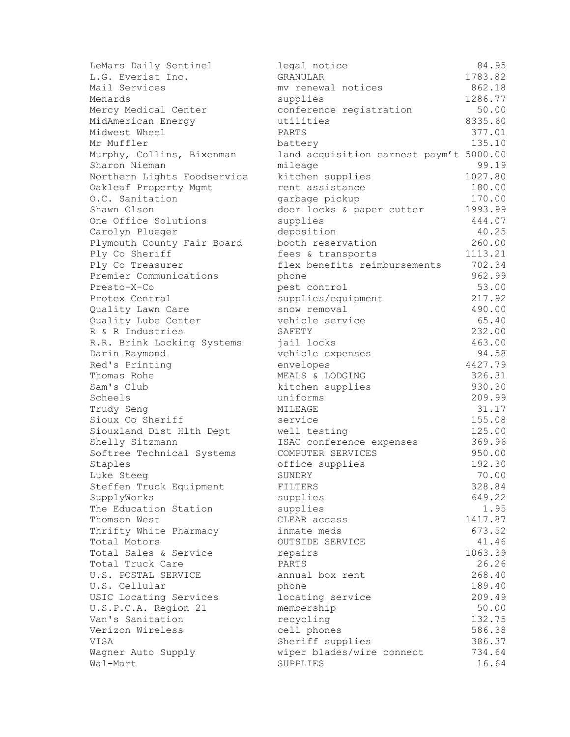| | | |
|---|---|---|
| LeMars Daily Sentinel | legal notice | 84.95 |
| L.G. Everist Inc. | GRANULAR | 1783.82 |
| Mail Services | mv renewal notices | 862.18 |
| Menards | supplies | 1286.77 |
| Mercy Medical Center | conference registration | 50.00 |
| MidAmerican Energy | utilities | 8335.60 |
| Midwest Wheel | PARTS | 377.01 |
| Mr Muffler | battery | 135.10 |
| Murphy, Collins, Bixenman | land acquisition earnest paym't | 5000.00 |
| Sharon Nieman | mileage | 99.19 |
| Northern Lights Foodservice | kitchen supplies | 1027.80 |
| Oakleaf Property Mgmt | rent assistance | 180.00 |
| O.C. Sanitation | garbage pickup | 170.00 |
| Shawn Olson | door locks & paper cutter | 1993.99 |
| One Office Solutions | supplies | 444.07 |
| Carolyn Plueger | deposition | 40.25 |
| Plymouth County Fair Board | booth reservation | 260.00 |
| Ply Co Sheriff | fees & transports | 1113.21 |
| Ply Co Treasurer | flex benefits reimbursements | 702.34 |
| Premier Communications | phone | 962.99 |
| Presto-X-Co | pest control | 53.00 |
| Protex Central | supplies/equipment | 217.92 |
| Quality Lawn Care | snow removal | 490.00 |
| Quality Lube Center | vehicle service | 65.40 |
| R & R Industries | SAFETY | 232.00 |
| R.R. Brink Locking Systems | jail locks | 463.00 |
| Darin Raymond | vehicle expenses | 94.58 |
| Red's Printing | envelopes | 4427.79 |
| Thomas Rohe | MEALS & LODGING | 326.31 |
| Sam's Club | kitchen supplies | 930.30 |
| Scheels | uniforms | 209.99 |
| Trudy Seng | MILEAGE | 31.17 |
| Sioux Co Sheriff | service | 155.08 |
| Siouxland Dist Hlth Dept | well testing | 125.00 |
| Shelly Sitzmann | ISAC conference expenses | 369.96 |
| Softree Technical Systems | COMPUTER SERVICES | 950.00 |
| Staples | office supplies | 192.30 |
| Luke Steeg | SUNDRY | 70.00 |
| Steffen Truck Equipment | FILTERS | 328.84 |
| SupplyWorks | supplies | 649.22 |
| The Education Station | supplies | 1.95 |
| Thomson West | CLEAR access | 1417.87 |
| Thrifty White Pharmacy | inmate meds | 673.52 |
| Total Motors | OUTSIDE SERVICE | 41.46 |
| Total Sales & Service | repairs | 1063.39 |
| Total Truck Care | PARTS | 26.26 |
| U.S. POSTAL SERVICE | annual box rent | 268.40 |
| U.S. Cellular | phone | 189.40 |
| USIC Locating Services | locating service | 209.49 |
| U.S.P.C.A. Region 21 | membership | 50.00 |
| Van's Sanitation | recycling | 132.75 |
| Verizon Wireless | cell phones | 586.38 |
| VISA | Sheriff supplies | 386.37 |
| Wagner Auto Supply | wiper blades/wire connect | 734.64 |
| Wal-Mart | SUPPLIES | 16.64 |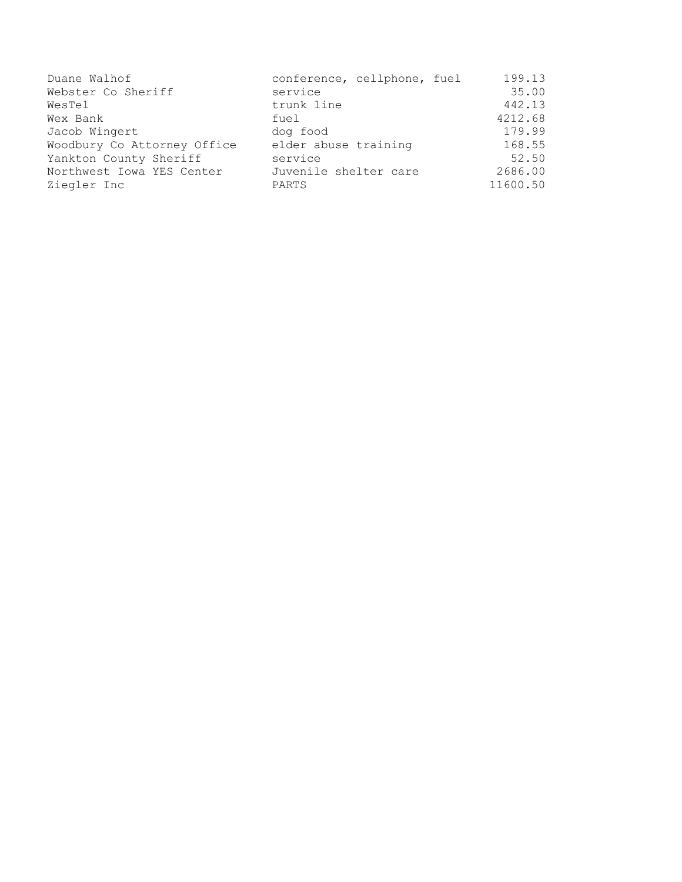| | | |
|---|---|---|
| Duane Walhof | conference, cellphone, fuel | 199.13 |
| Webster Co Sheriff | service | 35.00 |
| WesTel | trunk line | 442.13 |
| Wex Bank | fuel | 4212.68 |
| Jacob Wingert | dog food | 179.99 |
| Woodbury Co Attorney Office | elder abuse training | 168.55 |
| Yankton County Sheriff | service | 52.50 |
| Northwest Iowa YES Center | Juvenile shelter care | 2686.00 |
| Ziegler Inc | PARTS | 11600.50 |